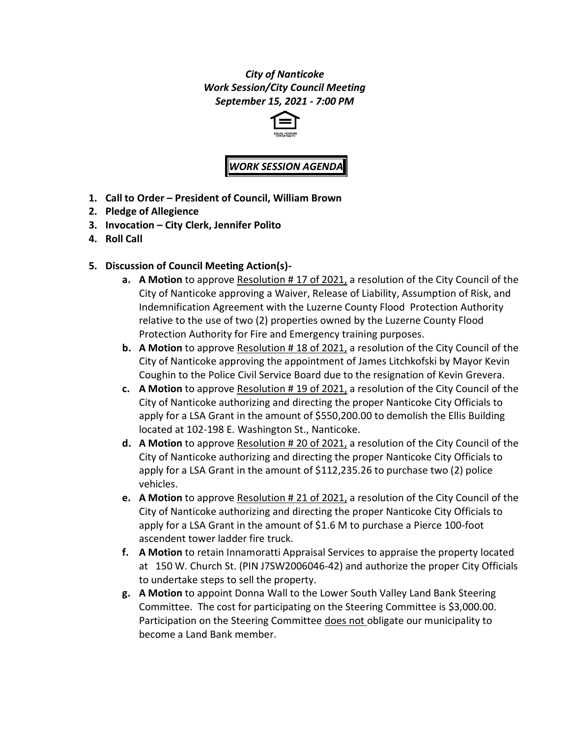***City of Nanticoke***
***Work Session/City Council Meeting***
***September 15, 2021 - 7:00 PM***

## ***WORK SESSION AGENDA***

1. **Call to Order – President of Council, William Brown**
2. **Pledge of Allegience**
3. **Invocation – City Clerk, Jennifer Polito**
4. **Roll Call**
5. **Discussion of Council Meeting Action(s)-**
   - **a. A Motion** to approve Resolution # 17 of 2021, a resolution of the City Council of the City of Nanticoke approving a Waiver, Release of Liability, Assumption of Risk, and Indemnification Agreement with the Luzerne County Flood Protection Authority relative to the use of two (2) properties owned by the Luzerne County Flood Protection Authority for Fire and Emergency training purposes.
   - **b. A Motion** to approve Resolution # 18 of 2021, a resolution of the City Council of the City of Nanticoke approving the appointment of James Litchkofski by Mayor Kevin Coughin to the Police Civil Service Board due to the resignation of Kevin Grevera.
   - **c. A Motion** to approve Resolution # 19 of 2021, a resolution of the City Council of the City of Nanticoke authorizing and directing the proper Nanticoke City Officials to apply for a LSA Grant in the amount of $550,200.00 to demolish the Ellis Building located at 102-198 E. Washington St., Nanticoke.
   - **d. A Motion** to approve Resolution # 20 of 2021, a resolution of the City Council of the City of Nanticoke authorizing and directing the proper Nanticoke City Officials to apply for a LSA Grant in the amount of $112,235.26 to purchase two (2) police vehicles.
   - **e. A Motion** to approve Resolution # 21 of 2021, a resolution of the City Council of the City of Nanticoke authorizing and directing the proper Nanticoke City Officials to apply for a LSA Grant in the amount of $1.6 M to purchase a Pierce 100-foot ascendent tower ladder fire truck.
   - **f. A Motion** to retain Innamoratti Appraisal Services to appraise the property located at 150 W. Church St. (PIN J7SW2006046-42) and authorize the proper City Officials to undertake steps to sell the property.
   - **g. A Motion** to appoint Donna Wall to the Lower South Valley Land Bank Steering Committee. The cost for participating on the Steering Committee is $3,000.00. Participation on the Steering Committee does not obligate our municipality to become a Land Bank member.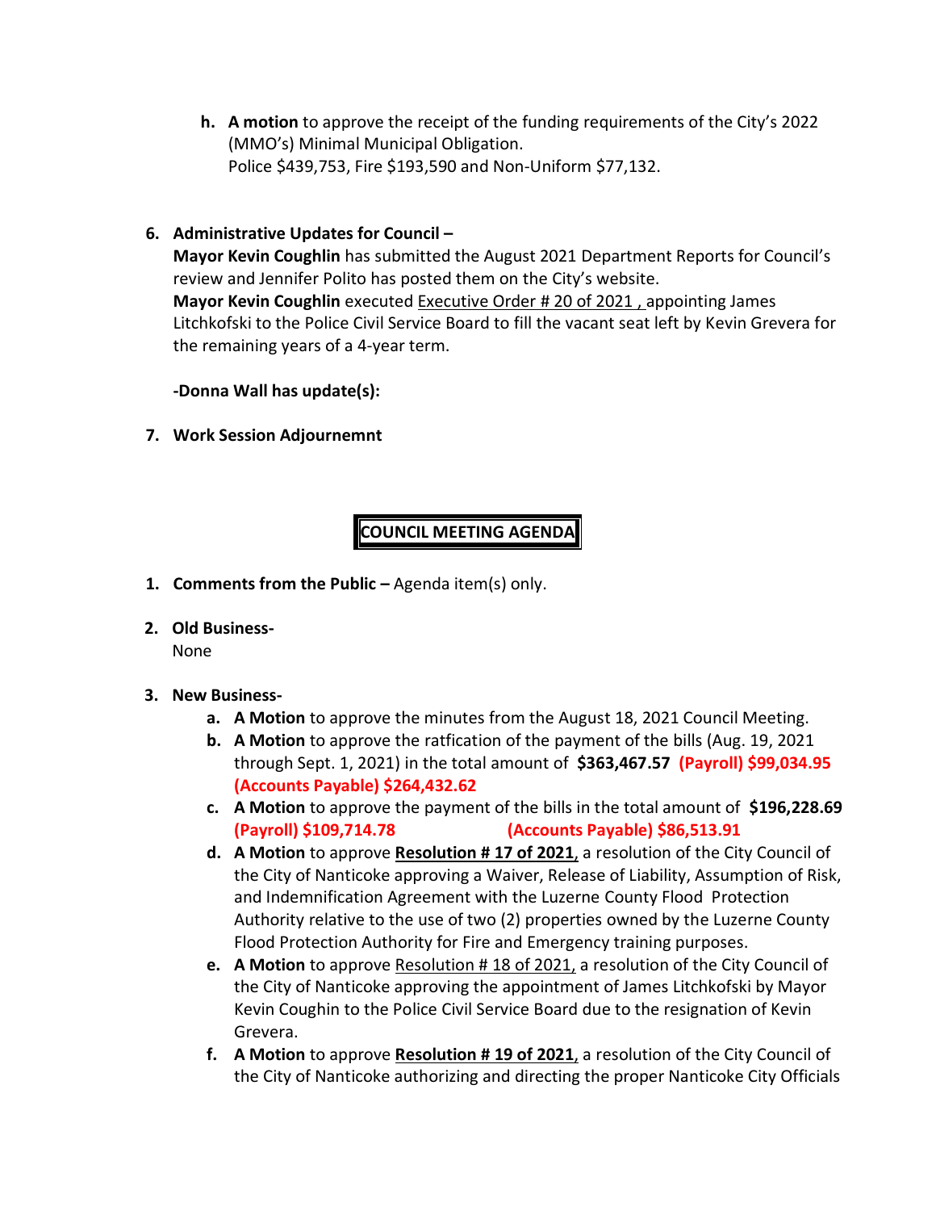h. **A motion** to approve the receipt of the funding requirements of the City's 2022 (MMO's) Minimal Municipal Obligation.
   Police $439,753, Fire $193,590 and Non-Uniform $77,132.

6. **Administrative Updates for Council –**
   **Mayor Kevin Coughlin** has submitted the August 2021 Department Reports for Council's review and Jennifer Polito has posted them on the City's website.
   **Mayor Kevin Coughlin** executed Executive Order # 20 of 2021 , appointing James Litchkofski to the Police Civil Service Board to fill the vacant seat left by Kevin Grevera for the remaining years of a 4-year term.

   **-Donna Wall has update(s):**

7. **Work Session Adjournemnt**

## COUNCIL MEETING AGENDA

1. **Comments from the Public –** Agenda item(s) only.

2. **Old Business-**
   None

3. **New Business-**
   a. **A Motion** to approve the minutes from the August 18, 2021 Council Meeting.
   b. **A Motion** to approve the ratfication of the payment of the bills (Aug. 19, 2021 through Sept. 1, 2021) in the total amount of **$363,467.57** **(Payroll) $99,034.95** **(Accounts Payable) $264,432.62**
   c. **A Motion** to approve the payment of the bills in the total amount of **$196,228.69** **(Payroll) $109,714.78** **(Accounts Payable) $86,513.91**
   d. **A Motion** to approve **Resolution # 17 of 2021**, a resolution of the City Council of the City of Nanticoke approving a Waiver, Release of Liability, Assumption of Risk, and Indemnification Agreement with the Luzerne County Flood Protection Authority relative to the use of two (2) properties owned by the Luzerne County Flood Protection Authority for Fire and Emergency training purposes.
   e. **A Motion** to approve Resolution # 18 of 2021, a resolution of the City Council of the City of Nanticoke approving the appointment of James Litchkofski by Mayor Kevin Coughin to the Police Civil Service Board due to the resignation of Kevin Grevera.
   f. **A Motion** to approve **Resolution # 19 of 2021**, a resolution of the City Council of the City of Nanticoke authorizing and directing the proper Nanticoke City Officials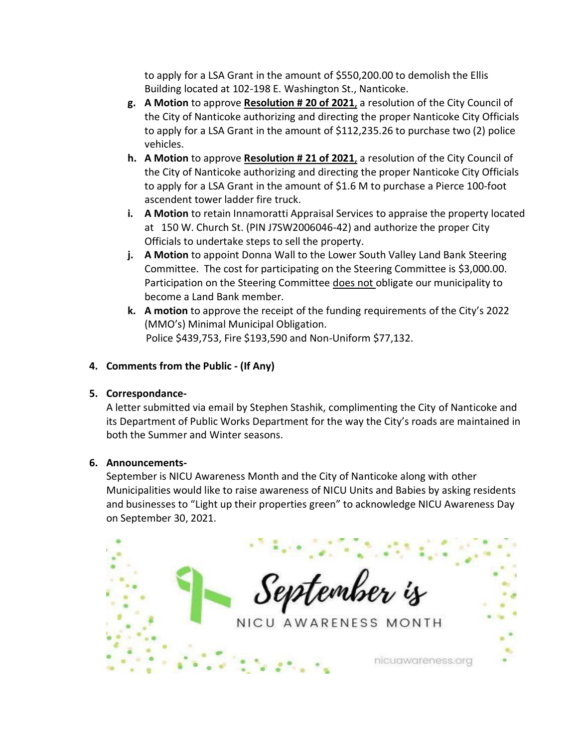to apply for a LSA Grant in the amount of $550,200.00 to demolish the Ellis Building located at 102-198 E. Washington St., Nanticoke.

g. **A Motion** to approve **Resolution # 20 of 2021**, a resolution of the City Council of the City of Nanticoke authorizing and directing the proper Nanticoke City Officials to apply for a LSA Grant in the amount of $112,235.26 to purchase two (2) police vehicles.
h. **A Motion** to approve **Resolution # 21 of 2021**, a resolution of the City Council of the City of Nanticoke authorizing and directing the proper Nanticoke City Officials to apply for a LSA Grant in the amount of $1.6 M to purchase a Pierce 100-foot ascendent tower ladder fire truck.
i. **A Motion** to retain Innamoratti Appraisal Services to appraise the property located at 150 W. Church St. (PIN J7SW2006046-42) and authorize the proper City Officials to undertake steps to sell the property.
j. **A Motion** to appoint Donna Wall to the Lower South Valley Land Bank Steering Committee. The cost for participating on the Steering Committee is $3,000.00. Participation on the Steering Committee does not obligate our municipality to become a Land Bank member.
k. **A motion** to approve the receipt of the funding requirements of the City's 2022 (MMO's) Minimal Municipal Obligation.
   Police $439,753, Fire $193,590 and Non-Uniform $77,132.

**4. Comments from the Public - (If Any)**

**5. Correspondance-**

A letter submitted via email by Stephen Stashik, complimenting the City of Nanticoke and its Department of Public Works Department for the way the City's roads are maintained in both the Summer and Winter seasons.

**6. Announcements-**

September is NICU Awareness Month and the City of Nanticoke along with other Municipalities would like to raise awareness of NICU Units and Babies by asking residents and businesses to "Light up their properties green" to acknowledge NICU Awareness Day on September 30, 2021.

September is NICU AWARENESS MONTH

nicuawareness.org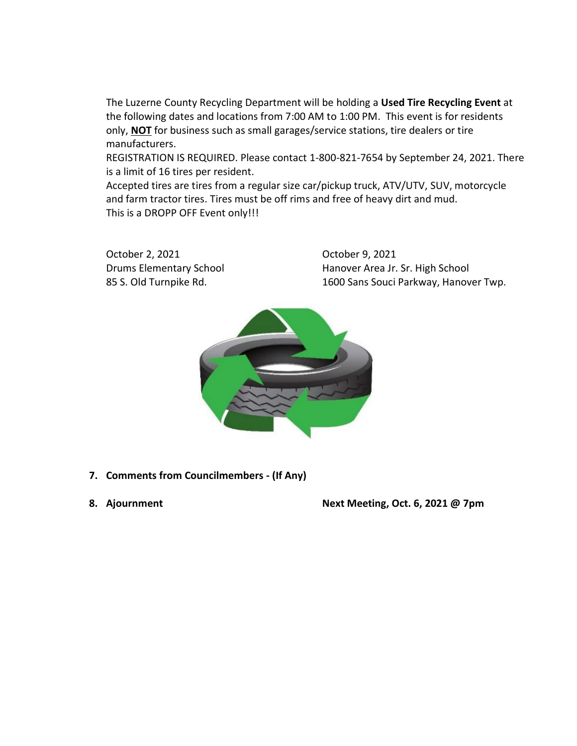The Luzerne County Recycling Department will be holding a **Used Tire Recycling Event** at the following dates and locations from 7:00 AM to 1:00 PM. This event is for residents only, <u>**NOT**</u> for business such as small garages/service stations, tire dealers or tire manufacturers.

REGISTRATION IS REQUIRED. Please contact 1-800-821-7654 by September 24, 2021. There is a limit of 16 tires per resident.

Accepted tires are tires from a regular size car/pickup truck, ATV/UTV, SUV, motorcycle and farm tractor tires. Tires must be off rims and free of heavy dirt and mud.

This is a DROPP OFF Event only!!!

October 2, 2021
Drums Elementary School
85 S. Old Turnpike Rd.

October 9, 2021
Hanover Area Jr. Sr. High School
1600 Sans Souci Parkway, Hanover Twp.

7. **Comments from Councilmembers - (If Any)**

8. **Ajournment** **Next Meeting, Oct. 6, 2021 @ 7pm**